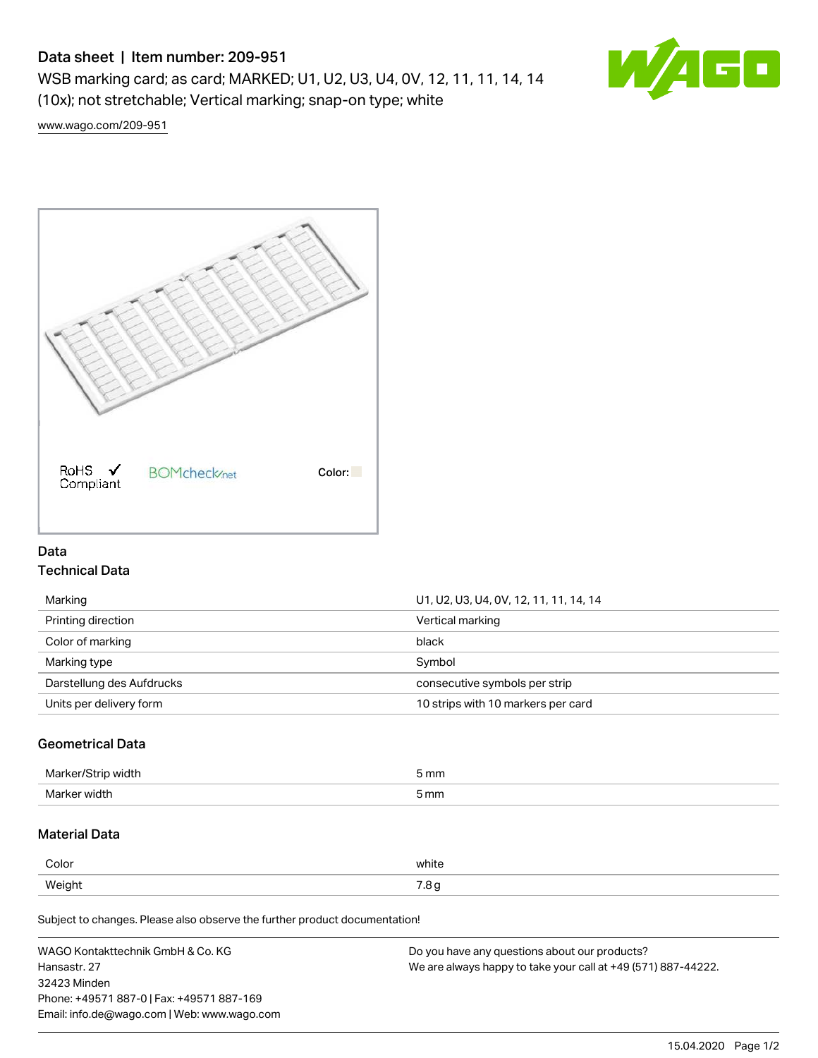# Data sheet | Item number: 209-951

WSB marking card; as card; MARKED; U1, U2, U3, U4, 0V, 12, 11, 11, 14, 14 (10x); not stretchable; Vertical marking; snap-on type; white

www.wago.com/209-951

RoHS Compliant | BOMcheck.net | Color:

## Data

### Technical Data

| | |
|---|---|
| Marking | U1, U2, U3, U4, 0V, 12, 11, 11, 14, 14 |
| Printing direction | Vertical marking |
| Color of marking | black |
| Marking type | Symbol |
| Darstellung des Aufdrucks | consecutive symbols per strip |
| Units per delivery form | 10 strips with 10 markers per card |

### Geometrical Data

| | |
|---|---|
| Marker/Strip width | 5 mm |
| Marker width | 5 mm |

### Material Data

| | |
|---|---|
| Color | white |
| Weight | 7.8 g |

Subject to changes. Please also observe the further product documentation!

WAGO Kontakttechnik GmbH & Co. KG
Hansastr. 27
32423 Minden
Phone: +49571 887-0 | Fax: +49571 887-169
Email: info.de@wago.com | Web: www.wago.com

Do you have any questions about our products?
We are always happy to take your call at +49 (571) 887-44222.

15.04.2020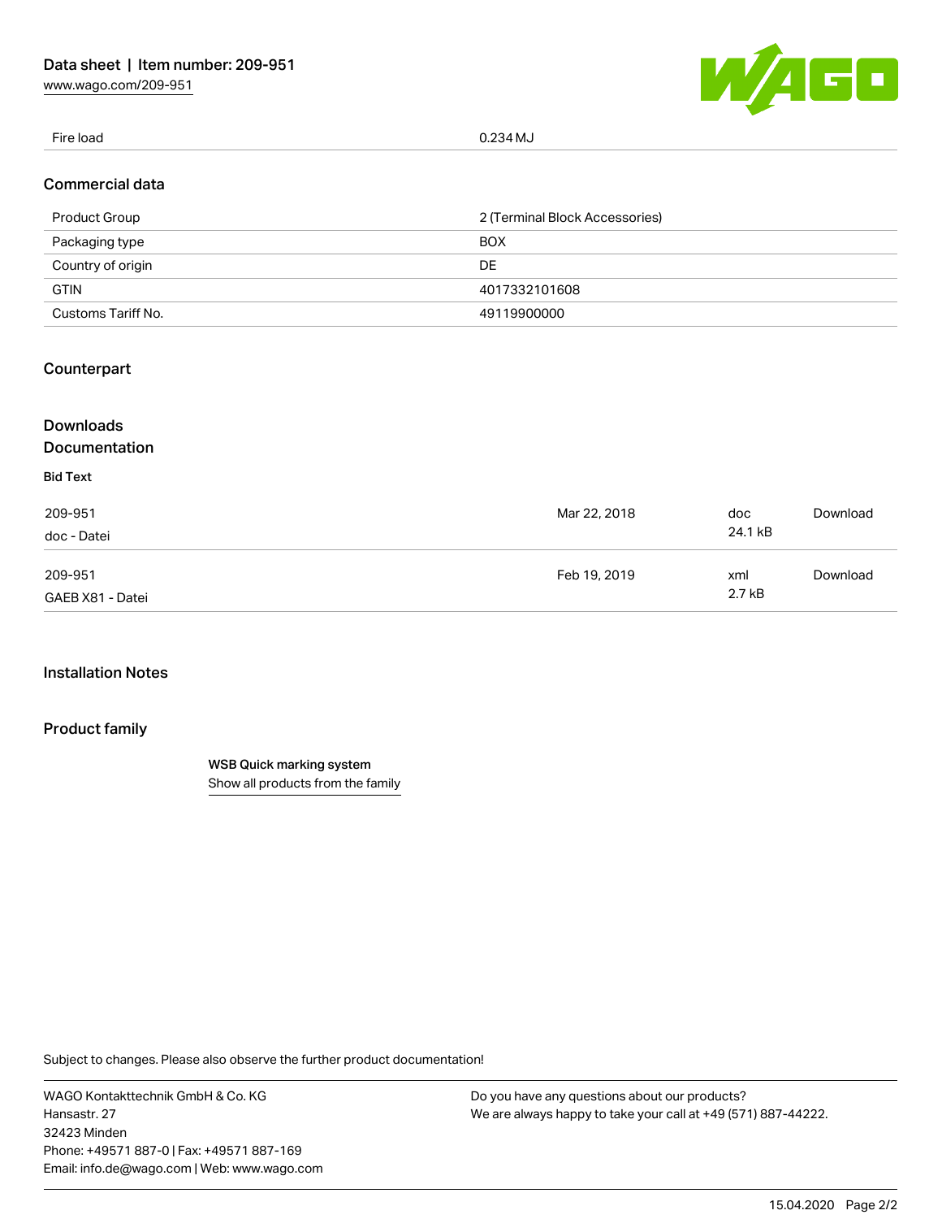| | |
|---|---|
| Fire load | 0.234 MJ |

## Commercial data

| | |
|---|---|
| Product Group | 2 (Terminal Block Accessories) |
| Packaging type | BOX |
| Country of origin | DE |
| GTIN | 4017332101608 |
| Customs Tariff No. | 49119900000 |

## Counterpart

## Downloads
## Documentation

**Bid Text**

| | | | |
|---|---|---|---|
| 209-951<br>doc - Datei | Mar 22, 2018 | doc<br>24.1 kB | Download |
| 209-951<br>GAEB X81 - Datei | Feb 19, 2019 | xml<br>2.7 kB | Download |

## Installation Notes

## Product family

**WSB Quick marking system**
Show all products from the family

Subject to changes. Please also observe the further product documentation!

WAGO Kontakttechnik GmbH & Co. KG
Hansastr. 27
32423 Minden
Phone: +49571 887-0 | Fax: +49571 887-169
Email: info.de@wago.com | Web: www.wago.com

Do you have any questions about our products?
We are always happy to take your call at +49 (571) 887-44222.

15.04.2020